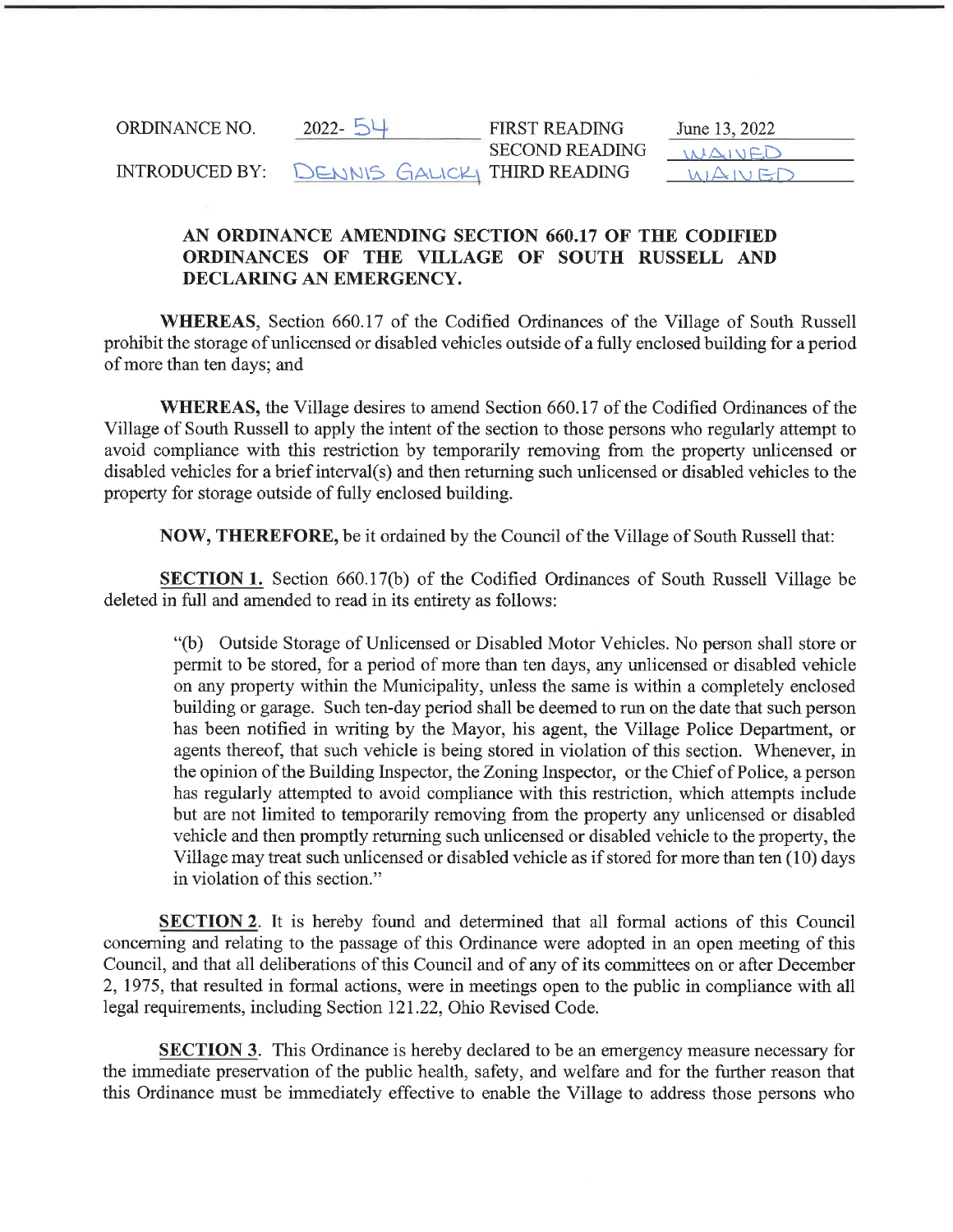| ORDINANCE NO. | 2022- 54 | FIRST READING | June 13, 2022 |
| --- | --- | --- | --- |
| | | SECOND READING | WAIVED |
| INTRODUCED BY: | DENNIS GALICKI | THIRD READING | WAIVED |

**AN ORDINANCE AMENDING SECTION 660.17 OF THE CODIFIED ORDINANCES OF THE VILLAGE OF SOUTH RUSSELL AND DECLARING AN EMERGENCY.**

**WHEREAS**, Section 660.17 of the Codified Ordinances of the Village of South Russell prohibit the storage of unlicensed or disabled vehicles outside of a fully enclosed building for a period of more than ten days; and

**WHEREAS,** the Village desires to amend Section 660.17 of the Codified Ordinances of the Village of South Russell to apply the intent of the section to those persons who regularly attempt to avoid compliance with this restriction by temporarily removing from the property unlicensed or disabled vehicles for a brief interval(s) and then returning such unlicensed or disabled vehicles to the property for storage outside of fully enclosed building.

**NOW, THEREFORE,** be it ordained by the Council of the Village of South Russell that:

**SECTION 1.** Section 660.17(b) of the Codified Ordinances of South Russell Village be deleted in full and amended to read in its entirety as follows:

> "(b) Outside Storage of Unlicensed or Disabled Motor Vehicles. No person shall store or permit to be stored, for a period of more than ten days, any unlicensed or disabled vehicle on any property within the Municipality, unless the same is within a completely enclosed building or garage. Such ten-day period shall be deemed to run on the date that such person has been notified in writing by the Mayor, his agent, the Village Police Department, or agents thereof, that such vehicle is being stored in violation of this section. Whenever, in the opinion of the Building Inspector, the Zoning Inspector, or the Chief of Police, a person has regularly attempted to avoid compliance with this restriction, which attempts include but are not limited to temporarily removing from the property any unlicensed or disabled vehicle and then promptly returning such unlicensed or disabled vehicle to the property, the Village may treat such unlicensed or disabled vehicle as if stored for more than ten (10) days in violation of this section."

**SECTION 2**. It is hereby found and determined that all formal actions of this Council concerning and relating to the passage of this Ordinance were adopted in an open meeting of this Council, and that all deliberations of this Council and of any of its committees on or after December 2, 1975, that resulted in formal actions, were in meetings open to the public in compliance with all legal requirements, including Section 121.22, Ohio Revised Code.

**SECTION 3**. This Ordinance is hereby declared to be an emergency measure necessary for the immediate preservation of the public health, safety, and welfare and for the further reason that this Ordinance must be immediately effective to enable the Village to address those persons who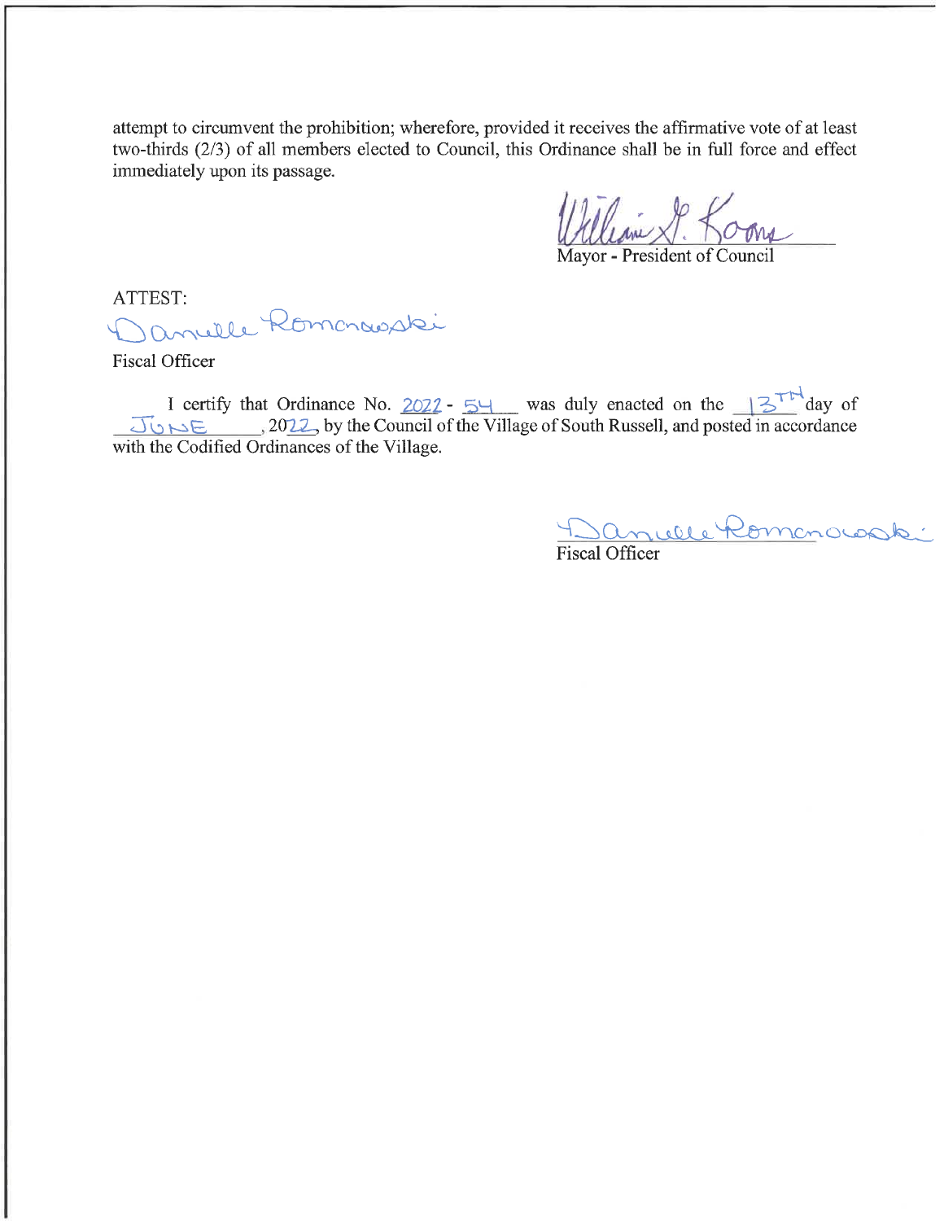attempt to circumvent the prohibition; wherefore, provided it receives the affirmative vote of at least two-thirds (2/3) of all members elected to Council, this Ordinance shall be in full force and effect immediately upon its passage.

William G. Koons

Mayor - President of Council

ATTEST:

Danielle Romanowski

Fiscal Officer

I certify that Ordinance No. 2022 - 54 was duly enacted on the 13TH day of JUNE, 2022, by the Council of the Village of South Russell, and posted in accordance with the Codified Ordinances of the Village.

Danielle Romanowski

Fiscal Officer